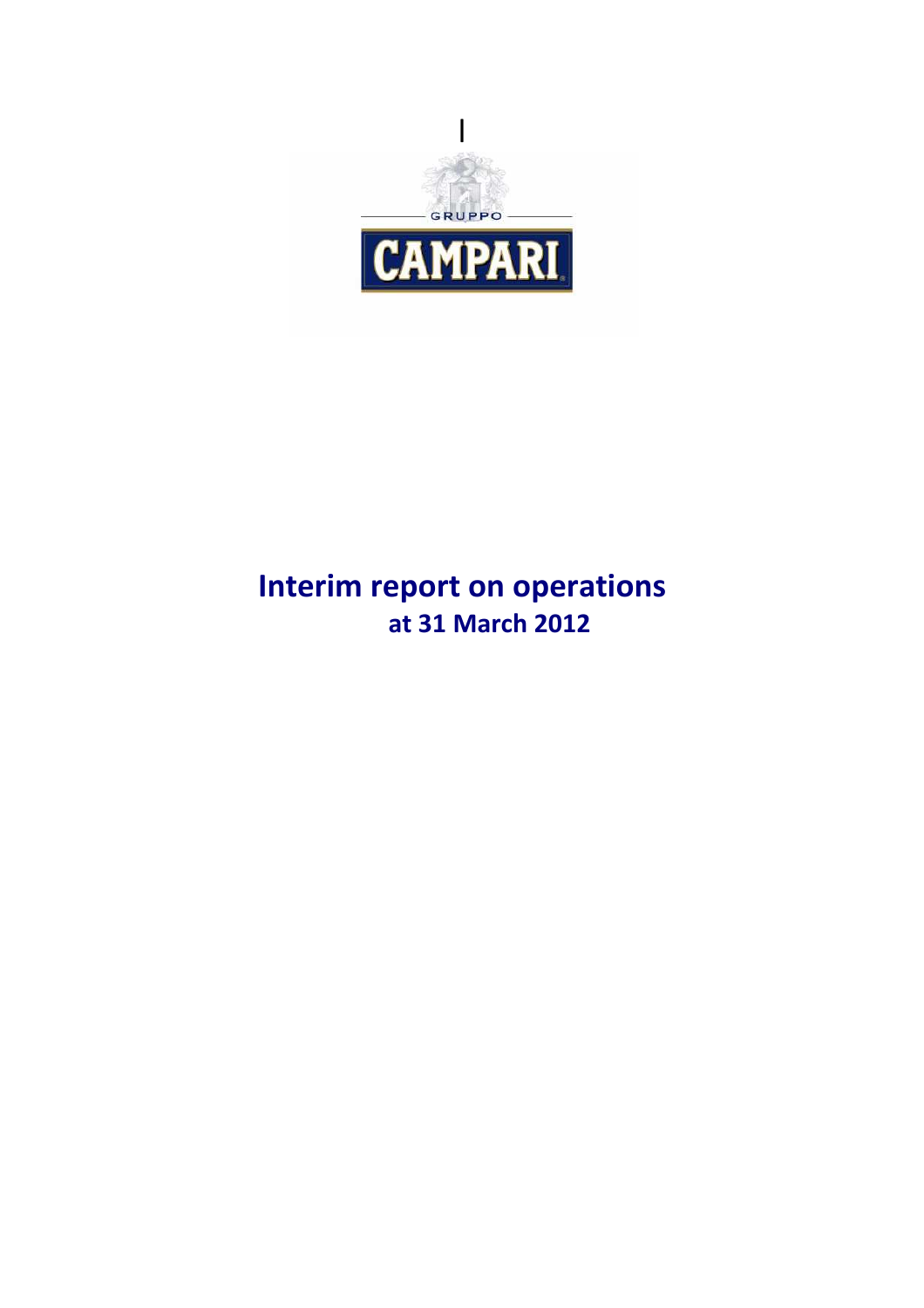# Interim report on operations

## at 31 March 2012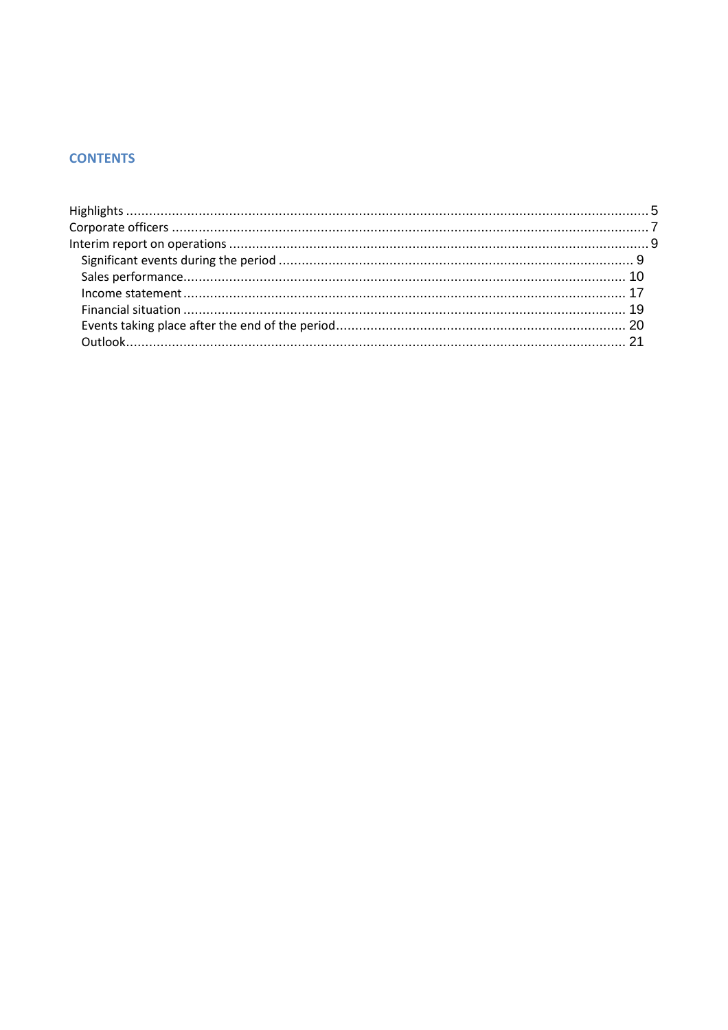## CONTENTS

- Highlights ........ 5
- Corporate officers ........ 7
- Interim report on operations ........ 9
  - Significant events during the period ........ 9
  - Sales performance ........ 10
  - Income statement ........ 17
  - Financial situation ........ 19
  - Events taking place after the end of the period ........ 20
  - Outlook ........ 21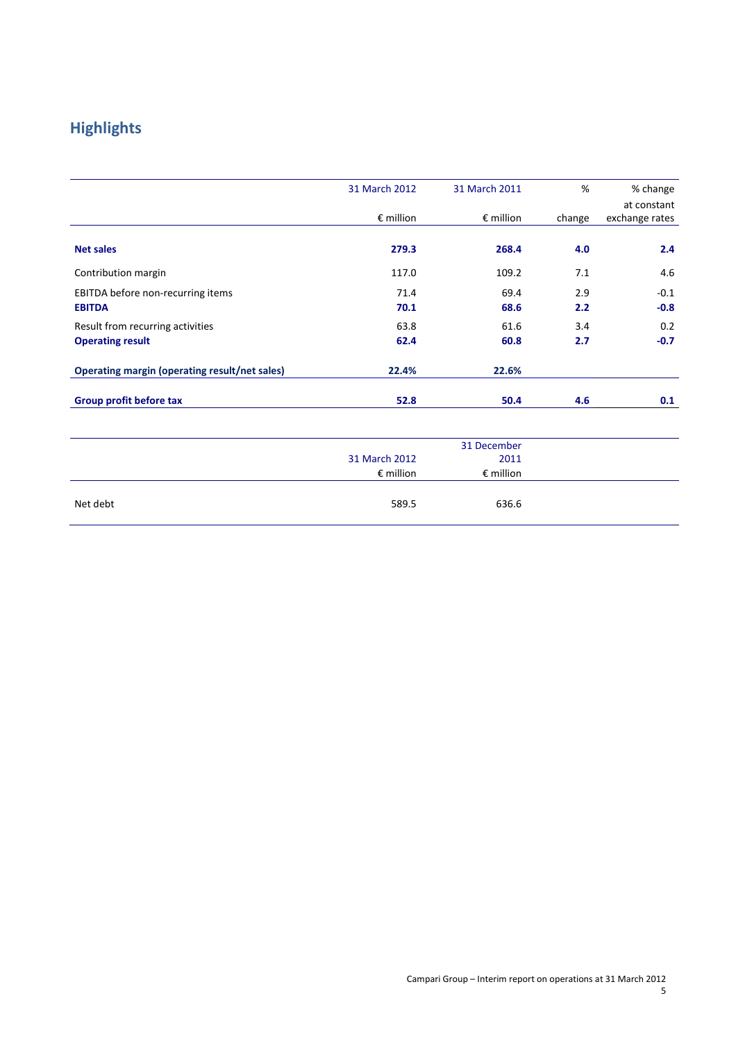# Highlights

| | 31 March 2012 | 31 March 2011 | % | % change |
|---|---|---|---|---|
| | | | | at constant |
| | € million | € million | change | exchange rates |
| **Net sales** | **279.3** | **268.4** | **4.0** | **2.4** |
| Contribution margin | 117.0 | 109.2 | 7.1 | 4.6 |
| EBITDA before non-recurring items | 71.4 | 69.4 | 2.9 | -0.1 |
| **EBITDA** | **70.1** | **68.6** | **2.2** | **-0.8** |
| Result from recurring activities | 63.8 | 61.6 | 3.4 | 0.2 |
| **Operating result** | **62.4** | **60.8** | **2.7** | **-0.7** |
| **Operating margin (operating result/net sales)** | **22.4%** | **22.6%** | | |
| **Group profit before tax** | **52.8** | **50.4** | **4.6** | **0.1** |

| | 31 March 2012 | 31 December 2011 |
|---|---|---|
| | € million | € million |
| Net debt | 589.5 | 636.6 |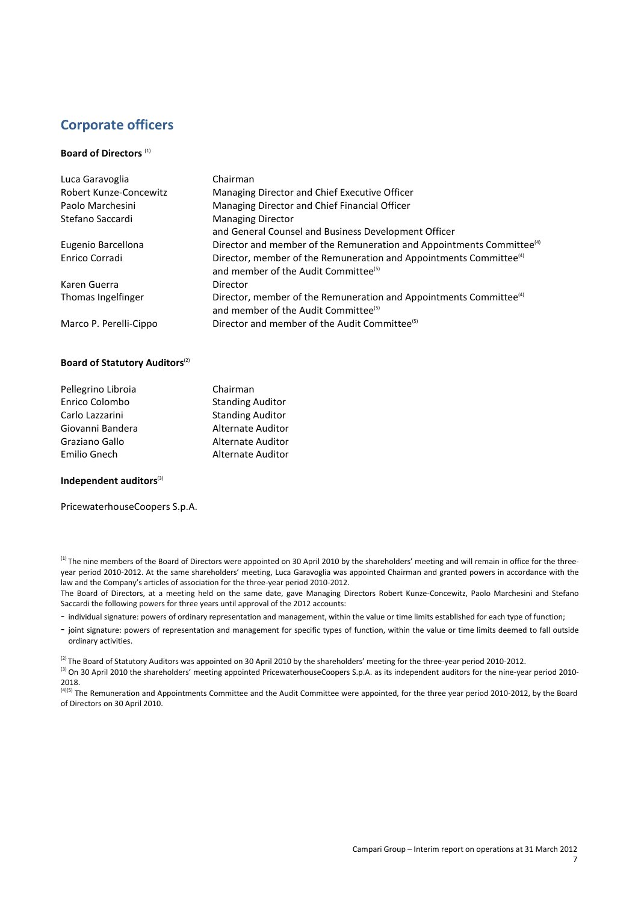## Corporate officers

**Board of Directors** [1]

| | |
|---|---|
| Luca Garavoglia | Chairman |
| Robert Kunze-Concewitz | Managing Director and Chief Executive Officer |
| Paolo Marchesini | Managing Director and Chief Financial Officer |
| Stefano Saccardi | Managing Director and General Counsel and Business Development Officer |
| Eugenio Barcellona | Director and member of the Remuneration and Appointments Committee[4] |
| Enrico Corradi | Director, member of the Remuneration and Appointments Committee[4] and member of the Audit Committee[5] |
| Karen Guerra | Director |
| Thomas Ingelfinger | Director, member of the Remuneration and Appointments Committee[4] and member of the Audit Committee[5] |
| Marco P. Perelli-Cippo | Director and member of the Audit Committee[5] |

**Board of Statutory Auditors**[2]

| | |
|---|---|
| Pellegrino Libroia | Chairman |
| Enrico Colombo | Standing Auditor |
| Carlo Lazzarini | Standing Auditor |
| Giovanni Bandera | Alternate Auditor |
| Graziano Gallo | Alternate Auditor |
| Emilio Gnech | Alternate Auditor |

**Independent auditors**[3]

PricewaterhouseCoopers S.p.A.

[1] The nine members of the Board of Directors were appointed on 30 April 2010 by the shareholders' meeting and will remain in office for the three-year period 2010-2012. At the same shareholders' meeting, Luca Garavoglia was appointed Chairman and granted powers in accordance with the law and the Company's articles of association for the three-year period 2010-2012.

The Board of Directors, at a meeting held on the same date, gave Managing Directors Robert Kunze-Concewitz, Paolo Marchesini and Stefano Saccardi the following powers for three years until approval of the 2012 accounts:

- individual signature: powers of ordinary representation and management, within the value or time limits established for each type of function;
- joint signature: powers of representation and management for specific types of function, within the value or time limits deemed to fall outside ordinary activities.

[2] The Board of Statutory Auditors was appointed on 30 April 2010 by the shareholders' meeting for the three-year period 2010-2012.

[3] On 30 April 2010 the shareholders' meeting appointed PricewaterhouseCoopers S.p.A. as its independent auditors for the nine-year period 2010-2018.

[4][5] The Remuneration and Appointments Committee and the Audit Committee were appointed, for the three year period 2010-2012, by the Board of Directors on 30 April 2010.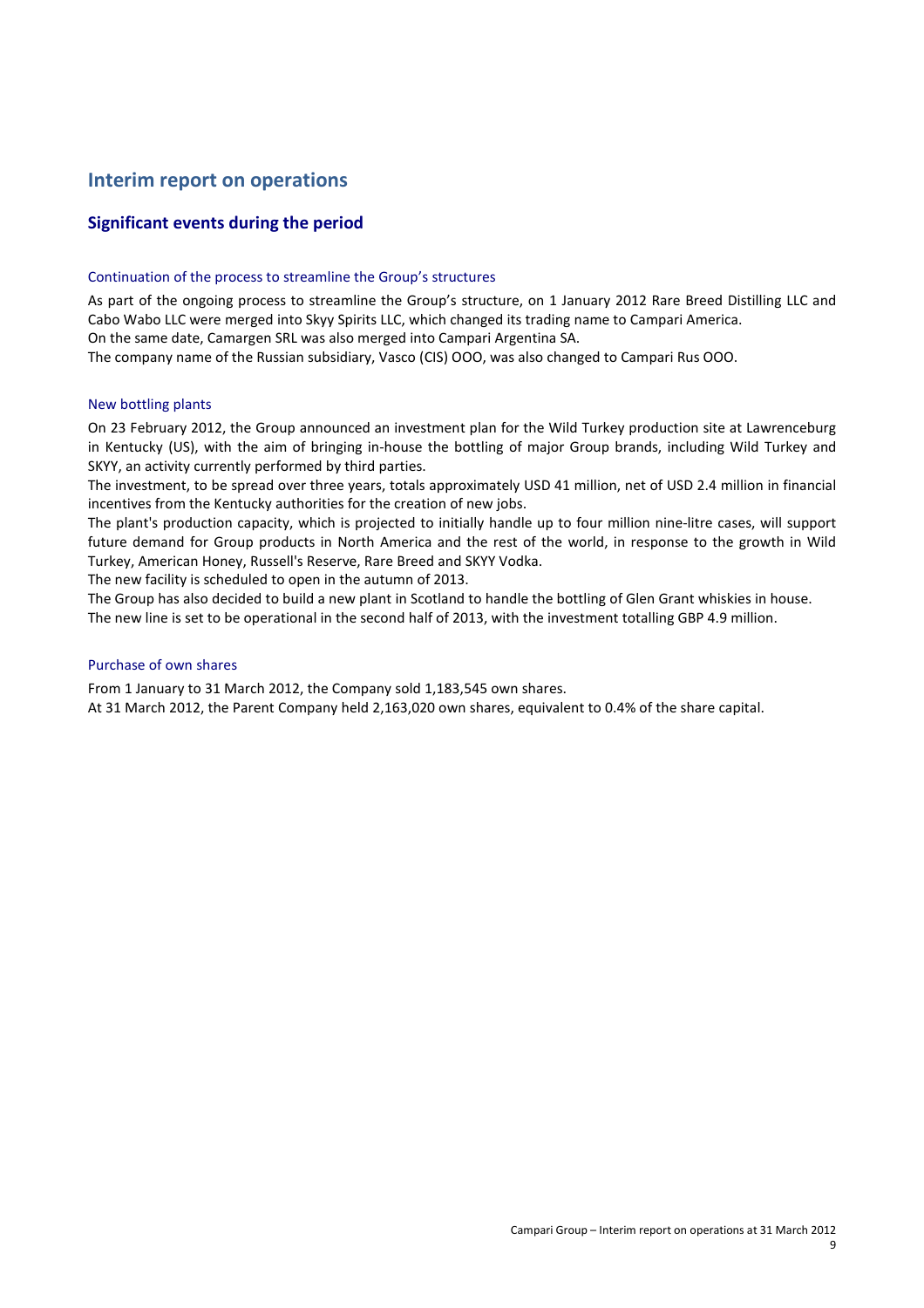# Interim report on operations

## Significant events during the period

### Continuation of the process to streamline the Group's structures

As part of the ongoing process to streamline the Group's structure, on 1 January 2012 Rare Breed Distilling LLC and Cabo Wabo LLC were merged into Skyy Spirits LLC, which changed its trading name to Campari America.

On the same date, Camargen SRL was also merged into Campari Argentina SA.

The company name of the Russian subsidiary, Vasco (CIS) OOO, was also changed to Campari Rus OOO.

### New bottling plants

On 23 February 2012, the Group announced an investment plan for the Wild Turkey production site at Lawrenceburg in Kentucky (US), with the aim of bringing in-house the bottling of major Group brands, including Wild Turkey and SKYY, an activity currently performed by third parties.

The investment, to be spread over three years, totals approximately USD 41 million, net of USD 2.4 million in financial incentives from the Kentucky authorities for the creation of new jobs.

The plant's production capacity, which is projected to initially handle up to four million nine-litre cases, will support future demand for Group products in North America and the rest of the world, in response to the growth in Wild Turkey, American Honey, Russell's Reserve, Rare Breed and SKYY Vodka.

The new facility is scheduled to open in the autumn of 2013.

The Group has also decided to build a new plant in Scotland to handle the bottling of Glen Grant whiskies in house.

The new line is set to be operational in the second half of 2013, with the investment totalling GBP 4.9 million.

### Purchase of own shares

From 1 January to 31 March 2012, the Company sold 1,183,545 own shares.

At 31 March 2012, the Parent Company held 2,163,020 own shares, equivalent to 0.4% of the share capital.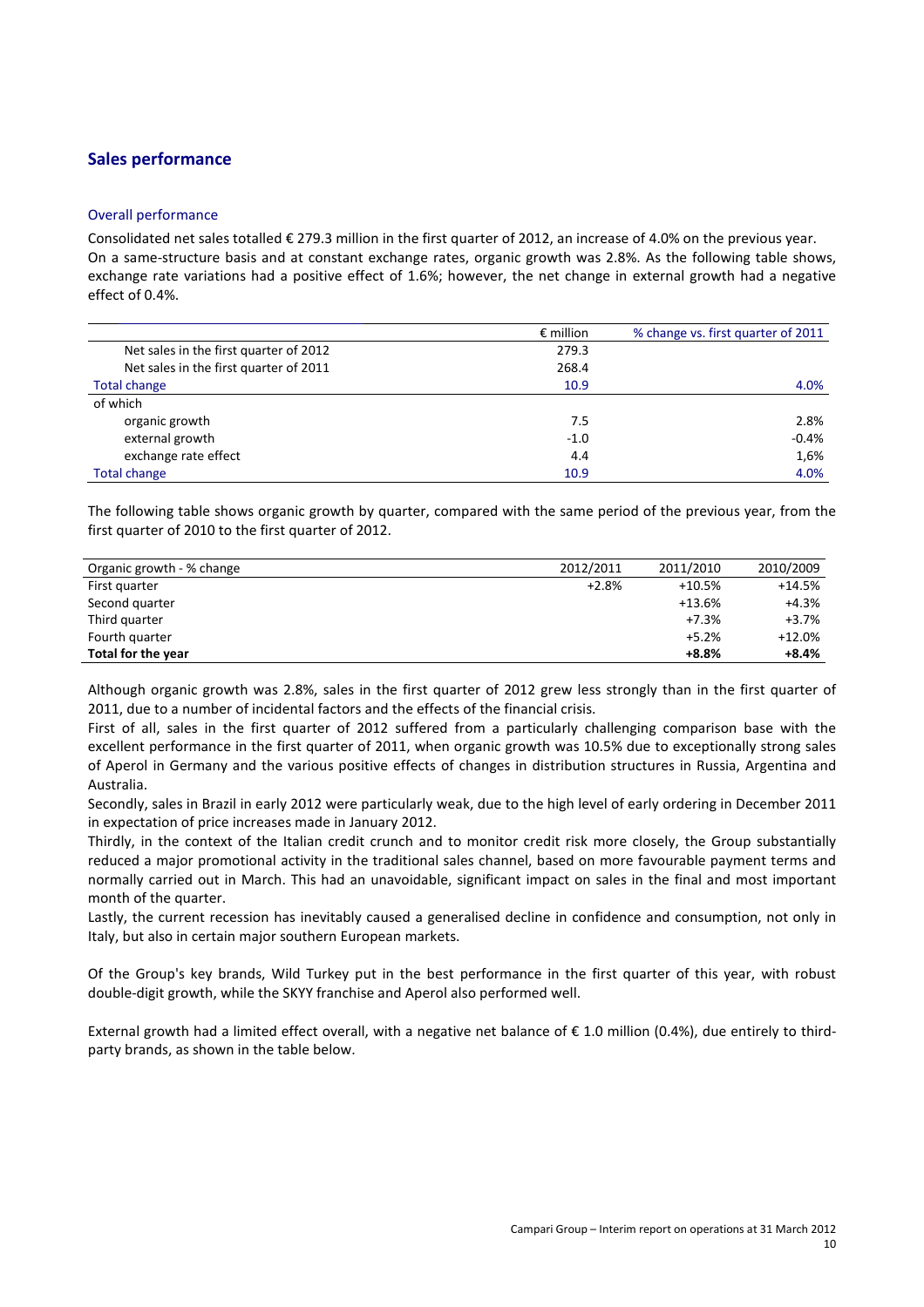## Sales performance

### Overall performance

Consolidated net sales totalled € 279.3 million in the first quarter of 2012, an increase of 4.0% on the previous year. On a same-structure basis and at constant exchange rates, organic growth was 2.8%. As the following table shows, exchange rate variations had a positive effect of 1.6%; however, the net change in external growth had a negative effect of 0.4%.

| | € million | % change vs. first quarter of 2011 |
|---|---|---|
| Net sales in the first quarter of 2012 | 279.3 | |
| Net sales in the first quarter of 2011 | 268.4 | |
| Total change | 10.9 | 4.0% |
| of which | | |
| organic growth | 7.5 | 2.8% |
| external growth | -1.0 | -0.4% |
| exchange rate effect | 4.4 | 1,6% |
| Total change | 10.9 | 4.0% |

The following table shows organic growth by quarter, compared with the same period of the previous year, from the first quarter of 2010 to the first quarter of 2012.

| Organic growth - % change | 2012/2011 | 2011/2010 | 2010/2009 |
|---|---|---|---|
| First quarter | +2.8% | +10.5% | +14.5% |
| Second quarter | | +13.6% | +4.3% |
| Third quarter | | +7.3% | +3.7% |
| Fourth quarter | | +5.2% | +12.0% |
| **Total for the year** | | **+8.8%** | **+8.4%** |

Although organic growth was 2.8%, sales in the first quarter of 2012 grew less strongly than in the first quarter of 2011, due to a number of incidental factors and the effects of the financial crisis.

First of all, sales in the first quarter of 2012 suffered from a particularly challenging comparison base with the excellent performance in the first quarter of 2011, when organic growth was 10.5% due to exceptionally strong sales of Aperol in Germany and the various positive effects of changes in distribution structures in Russia, Argentina and Australia.

Secondly, sales in Brazil in early 2012 were particularly weak, due to the high level of early ordering in December 2011 in expectation of price increases made in January 2012.

Thirdly, in the context of the Italian credit crunch and to monitor credit risk more closely, the Group substantially reduced a major promotional activity in the traditional sales channel, based on more favourable payment terms and normally carried out in March. This had an unavoidable, significant impact on sales in the final and most important month of the quarter.

Lastly, the current recession has inevitably caused a generalised decline in confidence and consumption, not only in Italy, but also in certain major southern European markets.

Of the Group's key brands, Wild Turkey put in the best performance in the first quarter of this year, with robust double-digit growth, while the SKYY franchise and Aperol also performed well.

External growth had a limited effect overall, with a negative net balance of € 1.0 million (0.4%), due entirely to third-party brands, as shown in the table below.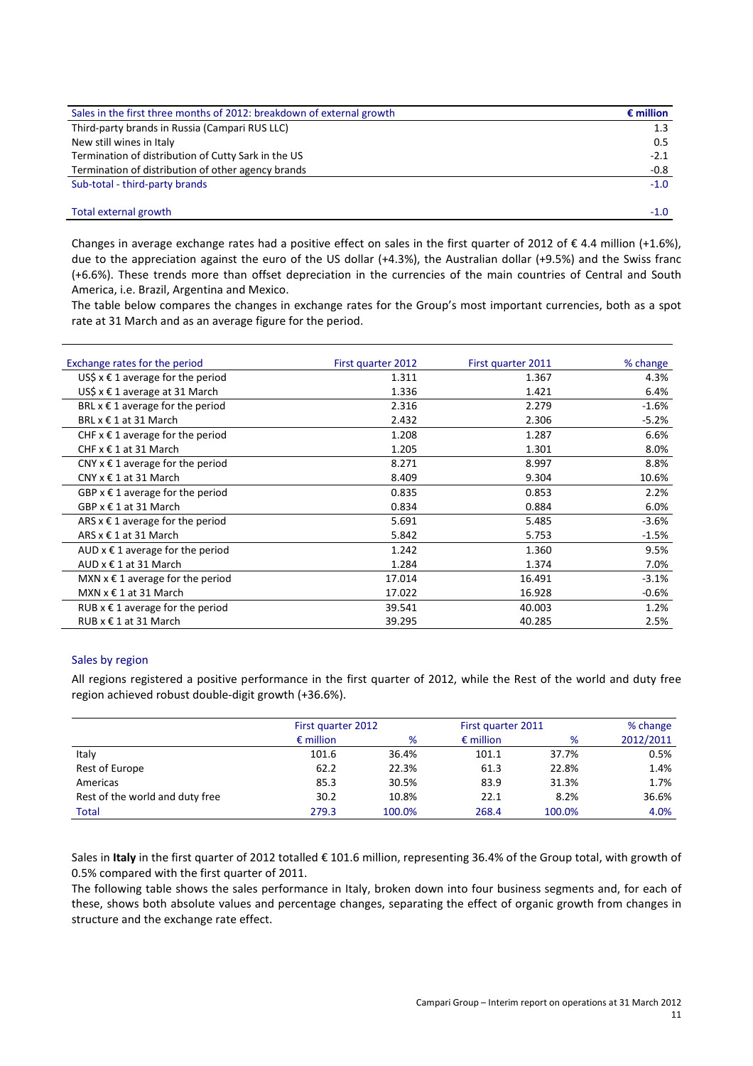| Sales in the first three months of 2012: breakdown of external growth | € million |
|---|---|
| Third-party brands in Russia (Campari RUS LLC) | 1.3 |
| New still wines in Italy | 0.5 |
| Termination of distribution of Cutty Sark in the US | -2.1 |
| Termination of distribution of other agency brands | -0.8 |
| Sub-total - third-party brands | -1.0 |
| | |
| Total external growth | -1.0 |

Changes in average exchange rates had a positive effect on sales in the first quarter of 2012 of € 4.4 million (+1.6%), due to the appreciation against the euro of the US dollar (+4.3%), the Australian dollar (+9.5%) and the Swiss franc (+6.6%). These trends more than offset depreciation in the currencies of the main countries of Central and South America, i.e. Brazil, Argentina and Mexico.

The table below compares the changes in exchange rates for the Group's most important currencies, both as a spot rate at 31 March and as an average figure for the period.

| Exchange rates for the period | First quarter 2012 | First quarter 2011 | % change |
|---|---|---|---|
| US$ x € 1 average for the period | 1.311 | 1.367 | 4.3% |
| US$ x € 1 average at 31 March | 1.336 | 1.421 | 6.4% |
| BRL x € 1 average for the period | 2.316 | 2.279 | -1.6% |
| BRL x € 1 at 31 March | 2.432 | 2.306 | -5.2% |
| CHF x € 1 average for the period | 1.208 | 1.287 | 6.6% |
| CHF x € 1 at 31 March | 1.205 | 1.301 | 8.0% |
| CNY x € 1 average for the period | 8.271 | 8.997 | 8.8% |
| CNY x € 1 at 31 March | 8.409 | 9.304 | 10.6% |
| GBP x € 1 average for the period | 0.835 | 0.853 | 2.2% |
| GBP x € 1 at 31 March | 0.834 | 0.884 | 6.0% |
| ARS x € 1 average for the period | 5.691 | 5.485 | -3.6% |
| ARS x € 1 at 31 March | 5.842 | 5.753 | -1.5% |
| AUD x € 1 average for the period | 1.242 | 1.360 | 9.5% |
| AUD x € 1 at 31 March | 1.284 | 1.374 | 7.0% |
| MXN x € 1 average for the period | 17.014 | 16.491 | -3.1% |
| MXN x € 1 at 31 March | 17.022 | 16.928 | -0.6% |
| RUB x € 1 average for the period | 39.541 | 40.003 | 1.2% |
| RUB x € 1 at 31 March | 39.295 | 40.285 | 2.5% |

### Sales by region

All regions registered a positive performance in the first quarter of 2012, while the Rest of the world and duty free region achieved robust double-digit growth (+36.6%).

| | First quarter 2012 | | First quarter 2011 | | % change |
|---|---|---|---|---|---|
| | € million | % | € million | % | 2012/2011 |
| Italy | 101.6 | 36.4% | 101.1 | 37.7% | 0.5% |
| Rest of Europe | 62.2 | 22.3% | 61.3 | 22.8% | 1.4% |
| Americas | 85.3 | 30.5% | 83.9 | 31.3% | 1.7% |
| Rest of the world and duty free | 30.2 | 10.8% | 22.1 | 8.2% | 36.6% |
| Total | 279.3 | 100.0% | 268.4 | 100.0% | 4.0% |

Sales in **Italy** in the first quarter of 2012 totalled € 101.6 million, representing 36.4% of the Group total, with growth of 0.5% compared with the first quarter of 2011.

The following table shows the sales performance in Italy, broken down into four business segments and, for each of these, shows both absolute values and percentage changes, separating the effect of organic growth from changes in structure and the exchange rate effect.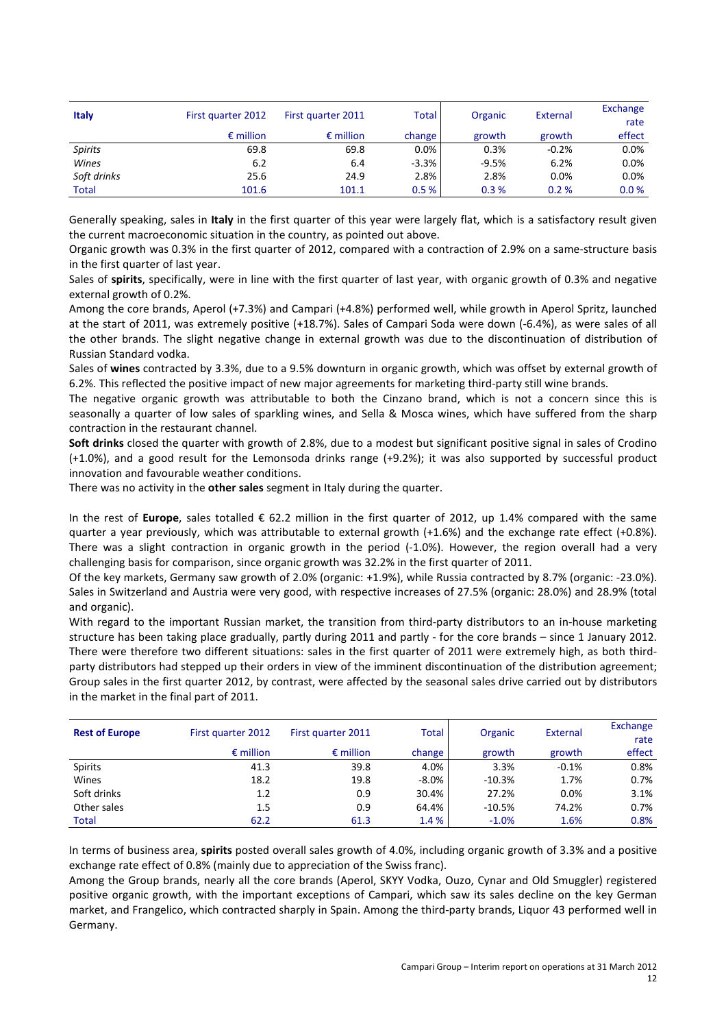| Italy | First quarter 2012 | First quarter 2011 | Total | Organic | External | Exchange rate |
|---|---|---|---|---|---|---|
| | € million | € million | change | growth | growth | effect |
| *Spirits* | 69.8 | 69.8 | 0.0% | 0.3% | -0.2% | 0.0% |
| *Wines* | 6.2 | 6.4 | -3.3% | -9.5% | 6.2% | 0.0% |
| *Soft drinks* | 25.6 | 24.9 | 2.8% | 2.8% | 0.0% | 0.0% |
| Total | 101.6 | 101.1 | 0.5 % | 0.3 % | 0.2 % | 0.0 % |

Generally speaking, sales in **Italy** in the first quarter of this year were largely flat, which is a satisfactory result given the current macroeconomic situation in the country, as pointed out above.

Organic growth was 0.3% in the first quarter of 2012, compared with a contraction of 2.9% on a same-structure basis in the first quarter of last year.

Sales of **spirits**, specifically, were in line with the first quarter of last year, with organic growth of 0.3% and negative external growth of 0.2%.

Among the core brands, Aperol (+7.3%) and Campari (+4.8%) performed well, while growth in Aperol Spritz, launched at the start of 2011, was extremely positive (+18.7%). Sales of Campari Soda were down (-6.4%), as were sales of all the other brands. The slight negative change in external growth was due to the discontinuation of distribution of Russian Standard vodka.

Sales of **wines** contracted by 3.3%, due to a 9.5% downturn in organic growth, which was offset by external growth of 6.2%. This reflected the positive impact of new major agreements for marketing third-party still wine brands.

The negative organic growth was attributable to both the Cinzano brand, which is not a concern since this is seasonally a quarter of low sales of sparkling wines, and Sella & Mosca wines, which have suffered from the sharp contraction in the restaurant channel.

**Soft drinks** closed the quarter with growth of 2.8%, due to a modest but significant positive signal in sales of Crodino (+1.0%), and a good result for the Lemonsoda drinks range (+9.2%); it was also supported by successful product innovation and favourable weather conditions.

There was no activity in the **other sales** segment in Italy during the quarter.

In the rest of **Europe**, sales totalled € 62.2 million in the first quarter of 2012, up 1.4% compared with the same quarter a year previously, which was attributable to external growth (+1.6%) and the exchange rate effect (+0.8%). There was a slight contraction in organic growth in the period (-1.0%). However, the region overall had a very challenging basis for comparison, since organic growth was 32.2% in the first quarter of 2011.

Of the key markets, Germany saw growth of 2.0% (organic: +1.9%), while Russia contracted by 8.7% (organic: -23.0%). Sales in Switzerland and Austria were very good, with respective increases of 27.5% (organic: 28.0%) and 28.9% (total and organic).

With regard to the important Russian market, the transition from third-party distributors to an in-house marketing structure has been taking place gradually, partly during 2011 and partly - for the core brands – since 1 January 2012. There were therefore two different situations: sales in the first quarter of 2011 were extremely high, as both third-party distributors had stepped up their orders in view of the imminent discontinuation of the distribution agreement; Group sales in the first quarter 2012, by contrast, were affected by the seasonal sales drive carried out by distributors in the market in the final part of 2011.

| Rest of Europe | First quarter 2012 | First quarter 2011 | Total | Organic | External | Exchange rate |
|---|---|---|---|---|---|---|
| | € million | € million | change | growth | growth | effect |
| Spirits | 41.3 | 39.8 | 4.0% | 3.3% | -0.1% | 0.8% |
| Wines | 18.2 | 19.8 | -8.0% | -10.3% | 1.7% | 0.7% |
| Soft drinks | 1.2 | 0.9 | 30.4% | 27.2% | 0.0% | 3.1% |
| Other sales | 1.5 | 0.9 | 64.4% | -10.5% | 74.2% | 0.7% |
| Total | 62.2 | 61.3 | 1.4 % | -1.0% | 1.6% | 0.8% |

In terms of business area, **spirits** posted overall sales growth of 4.0%, including organic growth of 3.3% and a positive exchange rate effect of 0.8% (mainly due to appreciation of the Swiss franc).

Among the Group brands, nearly all the core brands (Aperol, SKYY Vodka, Ouzo, Cynar and Old Smuggler) registered positive organic growth, with the important exceptions of Campari, which saw its sales decline on the key German market, and Frangelico, which contracted sharply in Spain. Among the third-party brands, Liquor 43 performed well in Germany.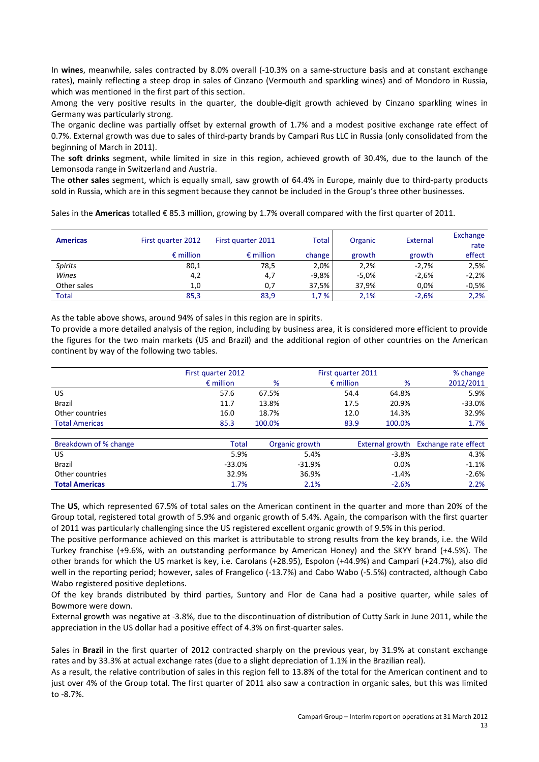In **wines**, meanwhile, sales contracted by 8.0% overall (-10.3% on a same-structure basis and at constant exchange rates), mainly reflecting a steep drop in sales of Cinzano (Vermouth and sparkling wines) and of Mondoro in Russia, which was mentioned in the first part of this section.

Among the very positive results in the quarter, the double-digit growth achieved by Cinzano sparkling wines in Germany was particularly strong.

The organic decline was partially offset by external growth of 1.7% and a modest positive exchange rate effect of 0.7%. External growth was due to sales of third-party brands by Campari Rus LLC in Russia (only consolidated from the beginning of March in 2011).

The **soft drinks** segment, while limited in size in this region, achieved growth of 30.4%, due to the launch of the Lemonsoda range in Switzerland and Austria.

The **other sales** segment, which is equally small, saw growth of 64.4% in Europe, mainly due to third-party products sold in Russia, which are in this segment because they cannot be included in the Group's three other businesses.

Sales in the **Americas** totalled € 85.3 million, growing by 1.7% overall compared with the first quarter of 2011.

| **Americas** | First quarter 2012 | First quarter 2011 | Total | Organic | External | Exchange rate |
|---|---|---|---|---|---|---|
| | € million | € million | change | growth | growth | effect |
| *Spirits* | 80,1 | 78,5 | 2,0% | 2,2% | -2,7% | 2,5% |
| *Wines* | 4,2 | 4,7 | -9,8% | -5,0% | -2,6% | -2,2% |
| Other sales | 1,0 | 0,7 | 37,5% | 37,9% | 0,0% | -0,5% |
| Total | 85,3 | 83,9 | 1,7 % | 2,1% | -2,6% | 2,2% |

As the table above shows, around 94% of sales in this region are in spirits.

To provide a more detailed analysis of the region, including by business area, it is considered more efficient to provide the figures for the two main markets (US and Brazil) and the additional region of other countries on the American continent by way of the following two tables.

| | First quarter 2012 | | First quarter 2011 | | % change |
|---|---|---|---|---|---|
| | € million | % | € million | % | 2012/2011 |
| US | 57.6 | 67.5% | 54.4 | 64.8% | 5.9% |
| Brazil | 11.7 | 13.8% | 17.5 | 20.9% | -33.0% |
| Other countries | 16.0 | 18.7% | 12.0 | 14.3% | 32.9% |
| Total Americas | 85.3 | 100.0% | 83.9 | 100.0% | 1.7% |

| Breakdown of % change | Total | Organic growth | External growth | Exchange rate effect |
|---|---|---|---|---|
| US | 5.9% | 5.4% | -3.8% | 4.3% |
| Brazil | -33.0% | -31.9% | 0.0% | -1.1% |
| Other countries | 32.9% | 36.9% | -1.4% | -2.6% |
| **Total Americas** | 1.7% | 2.1% | -2.6% | 2.2% |

The **US**, which represented 67.5% of total sales on the American continent in the quarter and more than 20% of the Group total, registered total growth of 5.9% and organic growth of 5.4%. Again, the comparison with the first quarter of 2011 was particularly challenging since the US registered excellent organic growth of 9.5% in this period.

The positive performance achieved on this market is attributable to strong results from the key brands, i.e. the Wild Turkey franchise (+9.6%, with an outstanding performance by American Honey) and the SKYY brand (+4.5%). The other brands for which the US market is key, i.e. Carolans (+28.95), Espolon (+44.9%) and Campari (+24.7%), also did well in the reporting period; however, sales of Frangelico (-13.7%) and Cabo Wabo (-5.5%) contracted, although Cabo Wabo registered positive depletions.

Of the key brands distributed by third parties, Suntory and Flor de Cana had a positive quarter, while sales of Bowmore were down.

External growth was negative at -3.8%, due to the discontinuation of distribution of Cutty Sark in June 2011, while the appreciation in the US dollar had a positive effect of 4.3% on first-quarter sales.

Sales in **Brazil** in the first quarter of 2012 contracted sharply on the previous year, by 31.9% at constant exchange rates and by 33.3% at actual exchange rates (due to a slight depreciation of 1.1% in the Brazilian real).

As a result, the relative contribution of sales in this region fell to 13.8% of the total for the American continent and to just over 4% of the Group total. The first quarter of 2011 also saw a contraction in organic sales, but this was limited to -8.7%.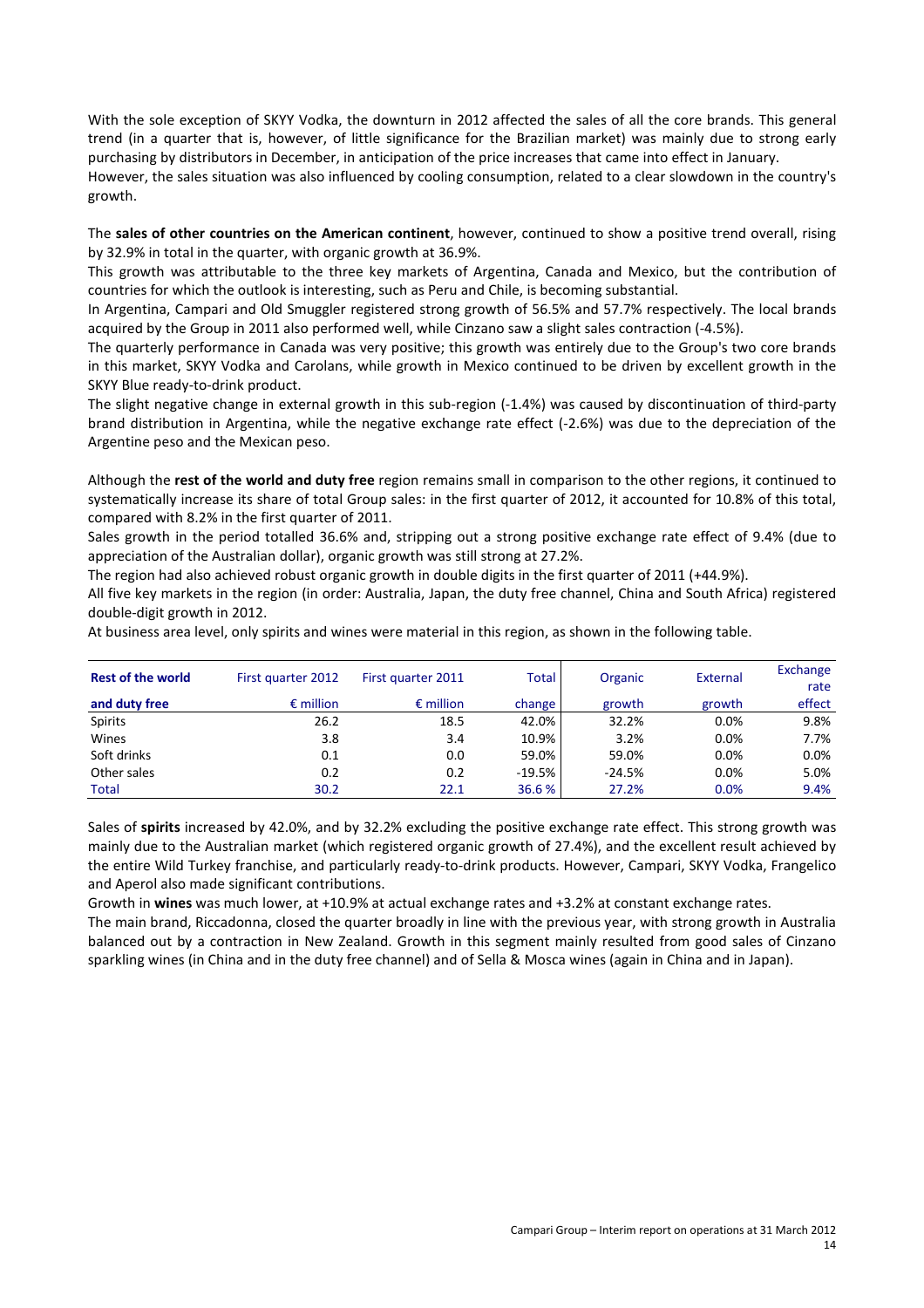With the sole exception of SKYY Vodka, the downturn in 2012 affected the sales of all the core brands. This general trend (in a quarter that is, however, of little significance for the Brazilian market) was mainly due to strong early purchasing by distributors in December, in anticipation of the price increases that came into effect in January.
However, the sales situation was also influenced by cooling consumption, related to a clear slowdown in the country's growth.

The **sales of other countries on the American continent**, however, continued to show a positive trend overall, rising by 32.9% in total in the quarter, with organic growth at 36.9%.
This growth was attributable to the three key markets of Argentina, Canada and Mexico, but the contribution of countries for which the outlook is interesting, such as Peru and Chile, is becoming substantial.
In Argentina, Campari and Old Smuggler registered strong growth of 56.5% and 57.7% respectively. The local brands acquired by the Group in 2011 also performed well, while Cinzano saw a slight sales contraction (-4.5%).
The quarterly performance in Canada was very positive; this growth was entirely due to the Group's two core brands in this market, SKYY Vodka and Carolans, while growth in Mexico continued to be driven by excellent growth in the SKYY Blue ready-to-drink product.
The slight negative change in external growth in this sub-region (-1.4%) was caused by discontinuation of third-party brand distribution in Argentina, while the negative exchange rate effect (-2.6%) was due to the depreciation of the Argentine peso and the Mexican peso.

Although the **rest of the world and duty free** region remains small in comparison to the other regions, it continued to systematically increase its share of total Group sales: in the first quarter of 2012, it accounted for 10.8% of this total, compared with 8.2% in the first quarter of 2011.
Sales growth in the period totalled 36.6% and, stripping out a strong positive exchange rate effect of 9.4% (due to appreciation of the Australian dollar), organic growth was still strong at 27.2%.
The region had also achieved robust organic growth in double digits in the first quarter of 2011 (+44.9%).
All five key markets in the region (in order: Australia, Japan, the duty free channel, China and South Africa) registered double-digit growth in 2012.
At business area level, only spirits and wines were material in this region, as shown in the following table.

| Rest of the world and duty free | First quarter 2012 € million | First quarter 2011 € million | Total change | Organic growth | External growth | Exchange rate effect |
|---|---|---|---|---|---|---|
| Spirits | 26.2 | 18.5 | 42.0% | 32.2% | 0.0% | 9.8% |
| Wines | 3.8 | 3.4 | 10.9% | 3.2% | 0.0% | 7.7% |
| Soft drinks | 0.1 | 0.0 | 59.0% | 59.0% | 0.0% | 0.0% |
| Other sales | 0.2 | 0.2 | -19.5% | -24.5% | 0.0% | 5.0% |
| Total | 30.2 | 22.1 | 36.6 % | 27.2% | 0.0% | 9.4% |

Sales of **spirits** increased by 42.0%, and by 32.2% excluding the positive exchange rate effect. This strong growth was mainly due to the Australian market (which registered organic growth of 27.4%), and the excellent result achieved by the entire Wild Turkey franchise, and particularly ready-to-drink products. However, Campari, SKYY Vodka, Frangelico and Aperol also made significant contributions.
Growth in **wines** was much lower, at +10.9% at actual exchange rates and +3.2% at constant exchange rates.
The main brand, Riccadonna, closed the quarter broadly in line with the previous year, with strong growth in Australia balanced out by a contraction in New Zealand. Growth in this segment mainly resulted from good sales of Cinzano sparkling wines (in China and in the duty free channel) and of Sella & Mosca wines (again in China and in Japan).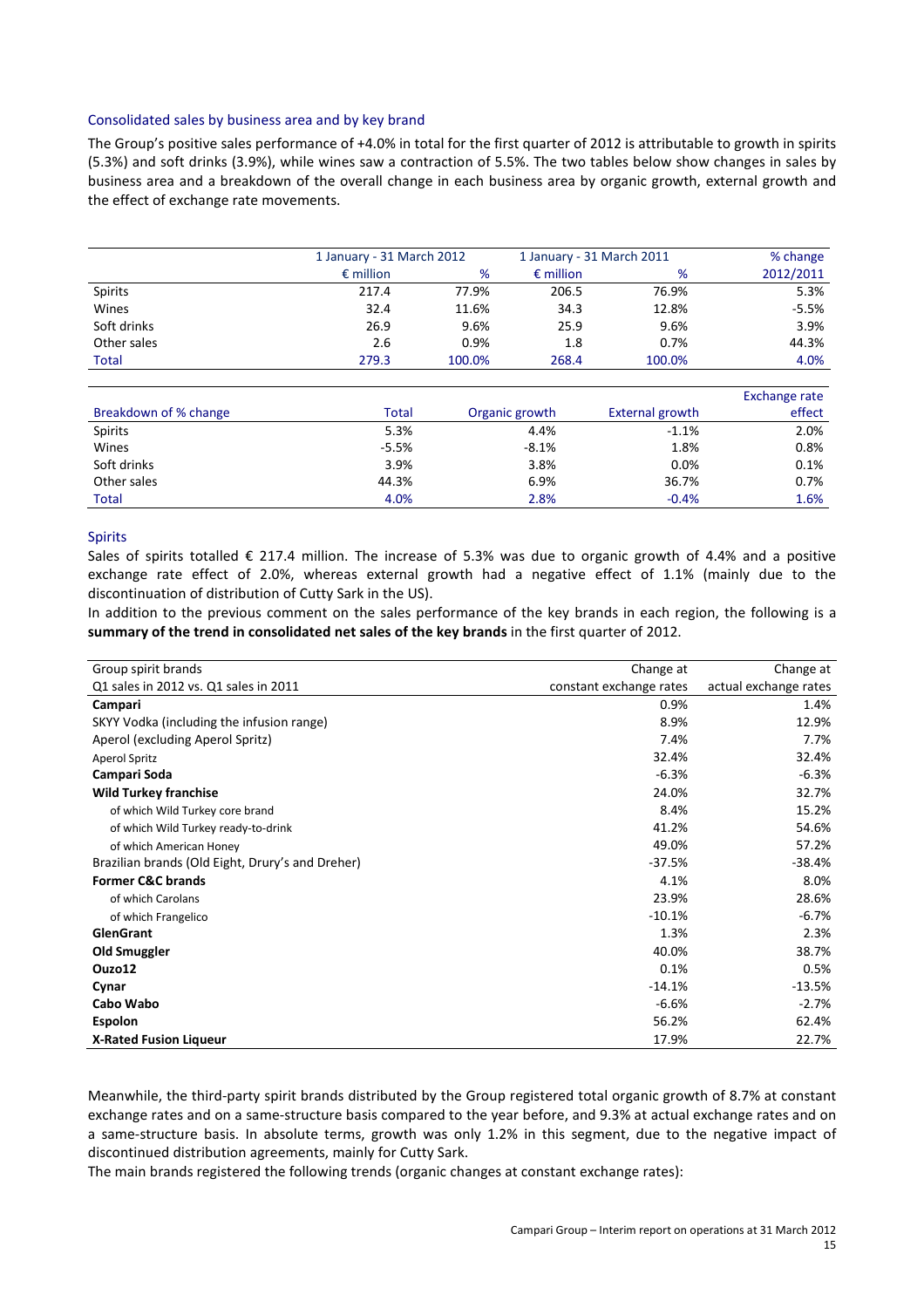## Consolidated sales by business area and by key brand

The Group's positive sales performance of +4.0% in total for the first quarter of 2012 is attributable to growth in spirits (5.3%) and soft drinks (3.9%), while wines saw a contraction of 5.5%. The two tables below show changes in sales by business area and a breakdown of the overall change in each business area by organic growth, external growth and the effect of exchange rate movements.

| | 1 January - 31 March 2012 | | 1 January - 31 March 2011 | | % change |
|---|---|---|---|---|---|
| | € million | % | € million | % | 2012/2011 |
| Spirits | 217.4 | 77.9% | 206.5 | 76.9% | 5.3% |
| Wines | 32.4 | 11.6% | 34.3 | 12.8% | -5.5% |
| Soft drinks | 26.9 | 9.6% | 25.9 | 9.6% | 3.9% |
| Other sales | 2.6 | 0.9% | 1.8 | 0.7% | 44.3% |
| Total | 279.3 | 100.0% | 268.4 | 100.0% | 4.0% |

| Breakdown of % change | Total | Organic growth | External growth | Exchange rate effect |
|---|---|---|---|---|
| Spirits | 5.3% | 4.4% | -1.1% | 2.0% |
| Wines | -5.5% | -8.1% | 1.8% | 0.8% |
| Soft drinks | 3.9% | 3.8% | 0.0% | 0.1% |
| Other sales | 44.3% | 6.9% | 36.7% | 0.7% |
| Total | 4.0% | 2.8% | -0.4% | 1.6% |

### Spirits

Sales of spirits totalled € 217.4 million. The increase of 5.3% was due to organic growth of 4.4% and a positive exchange rate effect of 2.0%, whereas external growth had a negative effect of 1.1% (mainly due to the discontinuation of distribution of Cutty Sark in the US).

In addition to the previous comment on the sales performance of the key brands in each region, the following is a **summary of the trend in consolidated net sales of the key brands** in the first quarter of 2012.

| Group spirit brands<br>Q1 sales in 2012 vs. Q1 sales in 2011 | Change at constant exchange rates | Change at actual exchange rates |
|---|---|---|
| **Campari** | 0.9% | 1.4% |
| SKYY Vodka (including the infusion range) | 8.9% | 12.9% |
| Aperol (excluding Aperol Spritz) | 7.4% | 7.7% |
| Aperol Spritz | 32.4% | 32.4% |
| **Campari Soda** | -6.3% | -6.3% |
| **Wild Turkey franchise** | 24.0% | 32.7% |
| of which Wild Turkey core brand | 8.4% | 15.2% |
| of which Wild Turkey ready-to-drink | 41.2% | 54.6% |
| of which American Honey | 49.0% | 57.2% |
| Brazilian brands (Old Eight, Drury's and Dreher) | -37.5% | -38.4% |
| **Former C&C brands** | 4.1% | 8.0% |
| of which Carolans | 23.9% | 28.6% |
| of which Frangelico | -10.1% | -6.7% |
| **GlenGrant** | 1.3% | 2.3% |
| **Old Smuggler** | 40.0% | 38.7% |
| **Ouzo12** | 0.1% | 0.5% |
| **Cynar** | -14.1% | -13.5% |
| **Cabo Wabo** | -6.6% | -2.7% |
| **Espolon** | 56.2% | 62.4% |
| **X-Rated Fusion Liqueur** | 17.9% | 22.7% |

Meanwhile, the third-party spirit brands distributed by the Group registered total organic growth of 8.7% at constant exchange rates and on a same-structure basis compared to the year before, and 9.3% at actual exchange rates and on a same-structure basis. In absolute terms, growth was only 1.2% in this segment, due to the negative impact of discontinued distribution agreements, mainly for Cutty Sark.

The main brands registered the following trends (organic changes at constant exchange rates):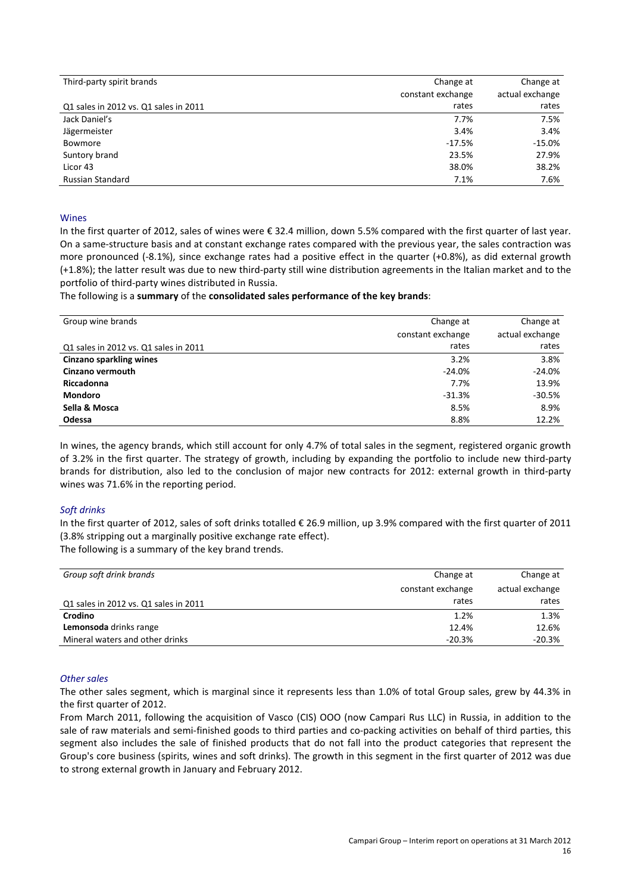| Third-party spirit brands<br>Q1 sales in 2012 vs. Q1 sales in 2011 | Change at constant exchange rates | Change at actual exchange rates |
|---|---|---|
| Jack Daniel's | 7.7% | 7.5% |
| Jägermeister | 3.4% | 3.4% |
| Bowmore | -17.5% | -15.0% |
| Suntory brand | 23.5% | 27.9% |
| Licor 43 | 38.0% | 38.2% |
| Russian Standard | 7.1% | 7.6% |

## Wines

In the first quarter of 2012, sales of wines were € 32.4 million, down 5.5% compared with the first quarter of last year. On a same-structure basis and at constant exchange rates compared with the previous year, the sales contraction was more pronounced (-8.1%), since exchange rates had a positive effect in the quarter (+0.8%), as did external growth (+1.8%); the latter result was due to new third-party still wine distribution agreements in the Italian market and to the portfolio of third-party wines distributed in Russia.

The following is a **summary** of the **consolidated sales performance of the key brands**:

| Group wine brands<br>Q1 sales in 2012 vs. Q1 sales in 2011 | Change at constant exchange rates | Change at actual exchange rates |
|---|---|---|
| **Cinzano sparkling wines** | 3.2% | 3.8% |
| **Cinzano vermouth** | -24.0% | -24.0% |
| **Riccadonna** | 7.7% | 13.9% |
| **Mondoro** | -31.3% | -30.5% |
| **Sella & Mosca** | 8.5% | 8.9% |
| **Odessa** | 8.8% | 12.2% |

In wines, the agency brands, which still account for only 4.7% of total sales in the segment, registered organic growth of 3.2% in the first quarter. The strategy of growth, including by expanding the portfolio to include new third-party brands for distribution, also led to the conclusion of major new contracts for 2012: external growth in third-party wines was 71.6% in the reporting period.

### *Soft drinks*

In the first quarter of 2012, sales of soft drinks totalled € 26.9 million, up 3.9% compared with the first quarter of 2011 (3.8% stripping out a marginally positive exchange rate effect).

The following is a summary of the key brand trends.

| *Group soft drink brands*<br>Q1 sales in 2012 vs. Q1 sales in 2011 | Change at constant exchange rates | Change at actual exchange rates |
|---|---|---|
| **Crodino** | 1.2% | 1.3% |
| **Lemonsoda** drinks range | 12.4% | 12.6% |
| Mineral waters and other drinks | -20.3% | -20.3% |

### *Other sales*

The other sales segment, which is marginal since it represents less than 1.0% of total Group sales, grew by 44.3% in the first quarter of 2012.

From March 2011, following the acquisition of Vasco (CIS) OOO (now Campari Rus LLC) in Russia, in addition to the sale of raw materials and semi-finished goods to third parties and co-packing activities on behalf of third parties, this segment also includes the sale of finished products that do not fall into the product categories that represent the Group's core business (spirits, wines and soft drinks). The growth in this segment in the first quarter of 2012 was due to strong external growth in January and February 2012.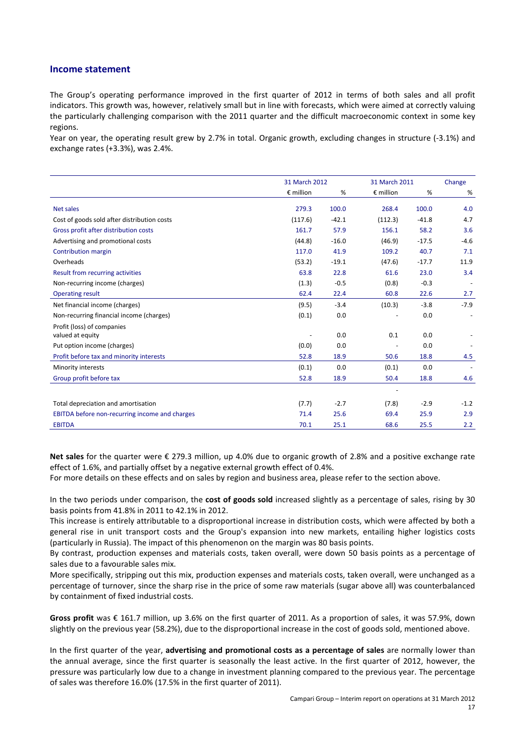## Income statement

The Group's operating performance improved in the first quarter of 2012 in terms of both sales and all profit indicators. This growth was, however, relatively small but in line with forecasts, which were aimed at correctly valuing the particularly challenging comparison with the 2011 quarter and the difficult macroeconomic context in some key regions.

Year on year, the operating result grew by 2.7% in total. Organic growth, excluding changes in structure (-3.1%) and exchange rates (+3.3%), was 2.4%.

| | 31 March 2012 | | 31 March 2011 | | Change |
|---|---|---|---|---|---|
| | € million | % | € million | % | % |
| Net sales | 279.3 | 100.0 | 268.4 | 100.0 | 4.0 |
| Cost of goods sold after distribution costs | (117.6) | -42.1 | (112.3) | -41.8 | 4.7 |
| Gross profit after distribution costs | 161.7 | 57.9 | 156.1 | 58.2 | 3.6 |
| Advertising and promotional costs | (44.8) | -16.0 | (46.9) | -17.5 | -4.6 |
| Contribution margin | 117.0 | 41.9 | 109.2 | 40.7 | 7.1 |
| Overheads | (53.2) | -19.1 | (47.6) | -17.7 | 11.9 |
| Result from recurring activities | 63.8 | 22.8 | 61.6 | 23.0 | 3.4 |
| Non-recurring income (charges) | (1.3) | -0.5 | (0.8) | -0.3 | - |
| Operating result | 62.4 | 22.4 | 60.8 | 22.6 | 2.7 |
| Net financial income (charges) | (9.5) | -3.4 | (10.3) | -3.8 | -7.9 |
| Non-recurring financial income (charges) | (0.1) | 0.0 | - | 0.0 | - |
| Profit (loss) of companies valued at equity | - | 0.0 | 0.1 | 0.0 | - |
| Put option income (charges) | (0.0) | 0.0 | - | 0.0 | - |
| Profit before tax and minority interests | 52.8 | 18.9 | 50.6 | 18.8 | 4.5 |
| Minority interests | (0.1) | 0.0 | (0.1) | 0.0 | - |
| Group profit before tax | 52.8 | 18.9 | 50.4 | 18.8 | 4.6 |
| | | | - | | |
| Total depreciation and amortisation | (7.7) | -2.7 | (7.8) | -2.9 | -1.2 |
| EBITDA before non-recurring income and charges | 71.4 | 25.6 | 69.4 | 25.9 | 2.9 |
| EBITDA | 70.1 | 25.1 | 68.6 | 25.5 | 2.2 |

**Net sales** for the quarter were € 279.3 million, up 4.0% due to organic growth of 2.8% and a positive exchange rate effect of 1.6%, and partially offset by a negative external growth effect of 0.4%.

For more details on these effects and on sales by region and business area, please refer to the section above.

In the two periods under comparison, the **cost of goods sold** increased slightly as a percentage of sales, rising by 30 basis points from 41.8% in 2011 to 42.1% in 2012.

This increase is entirely attributable to a disproportional increase in distribution costs, which were affected by both a general rise in unit transport costs and the Group's expansion into new markets, entailing higher logistics costs (particularly in Russia). The impact of this phenomenon on the margin was 80 basis points.

By contrast, production expenses and materials costs, taken overall, were down 50 basis points as a percentage of sales due to a favourable sales mix.

More specifically, stripping out this mix, production expenses and materials costs, taken overall, were unchanged as a percentage of turnover, since the sharp rise in the price of some raw materials (sugar above all) was counterbalanced by containment of fixed industrial costs.

**Gross profit** was € 161.7 million, up 3.6% on the first quarter of 2011. As a proportion of sales, it was 57.9%, down slightly on the previous year (58.2%), due to the disproportional increase in the cost of goods sold, mentioned above.

In the first quarter of the year, **advertising and promotional costs as a percentage of sales** are normally lower than the annual average, since the first quarter is seasonally the least active. In the first quarter of 2012, however, the pressure was particularly low due to a change in investment planning compared to the previous year. The percentage of sales was therefore 16.0% (17.5% in the first quarter of 2011).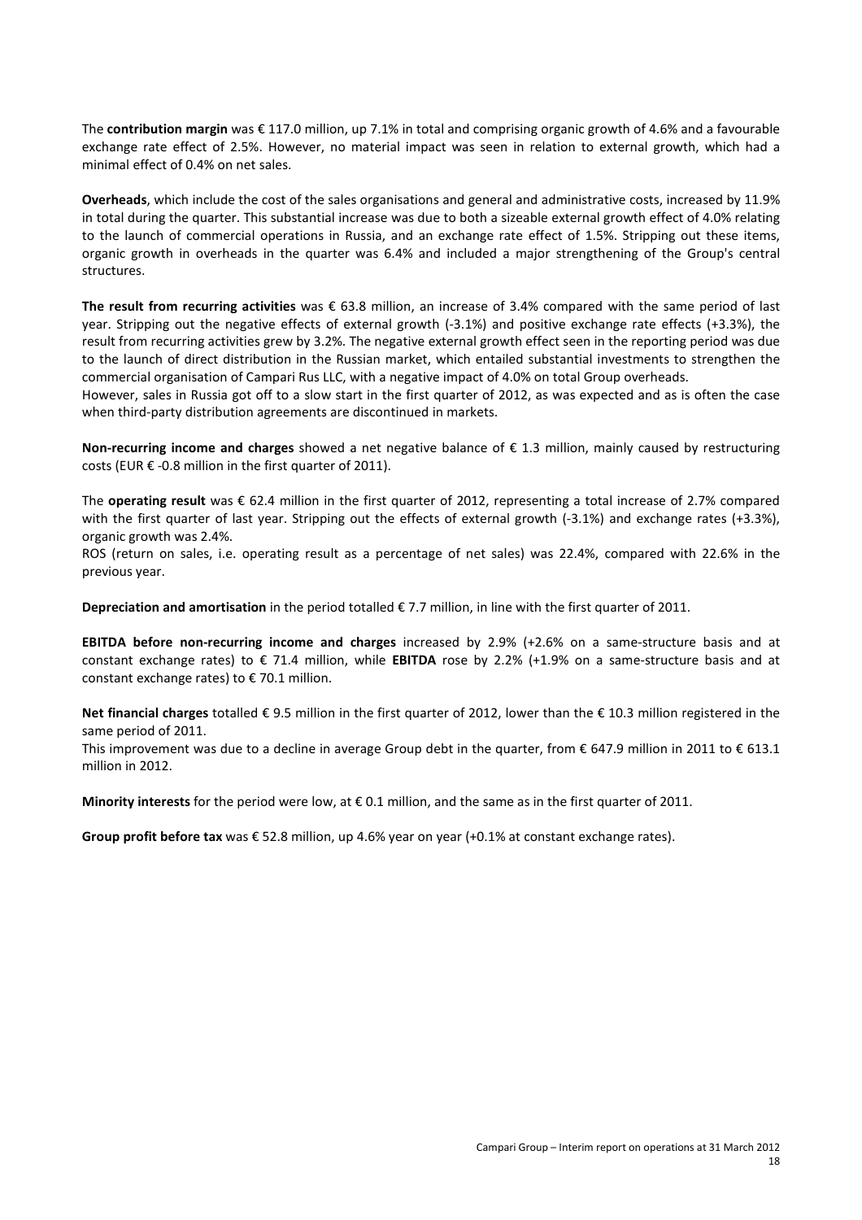The **contribution margin** was € 117.0 million, up 7.1% in total and comprising organic growth of 4.6% and a favourable exchange rate effect of 2.5%. However, no material impact was seen in relation to external growth, which had a minimal effect of 0.4% on net sales.

**Overheads**, which include the cost of the sales organisations and general and administrative costs, increased by 11.9% in total during the quarter. This substantial increase was due to both a sizeable external growth effect of 4.0% relating to the launch of commercial operations in Russia, and an exchange rate effect of 1.5%. Stripping out these items, organic growth in overheads in the quarter was 6.4% and included a major strengthening of the Group's central structures.

**The result from recurring activities** was € 63.8 million, an increase of 3.4% compared with the same period of last year. Stripping out the negative effects of external growth (-3.1%) and positive exchange rate effects (+3.3%), the result from recurring activities grew by 3.2%. The negative external growth effect seen in the reporting period was due to the launch of direct distribution in the Russian market, which entailed substantial investments to strengthen the commercial organisation of Campari Rus LLC, with a negative impact of 4.0% on total Group overheads.
However, sales in Russia got off to a slow start in the first quarter of 2012, as was expected and as is often the case when third-party distribution agreements are discontinued in markets.

**Non-recurring income and charges** showed a net negative balance of € 1.3 million, mainly caused by restructuring costs (EUR € -0.8 million in the first quarter of 2011).

The **operating result** was € 62.4 million in the first quarter of 2012, representing a total increase of 2.7% compared with the first quarter of last year. Stripping out the effects of external growth (-3.1%) and exchange rates (+3.3%), organic growth was 2.4%.
ROS (return on sales, i.e. operating result as a percentage of net sales) was 22.4%, compared with 22.6% in the previous year.

**Depreciation and amortisation** in the period totalled € 7.7 million, in line with the first quarter of 2011.

**EBITDA before non-recurring income and charges** increased by 2.9% (+2.6% on a same-structure basis and at constant exchange rates) to € 71.4 million, while **EBITDA** rose by 2.2% (+1.9% on a same-structure basis and at constant exchange rates) to € 70.1 million.

**Net financial charges** totalled € 9.5 million in the first quarter of 2012, lower than the € 10.3 million registered in the same period of 2011.
This improvement was due to a decline in average Group debt in the quarter, from € 647.9 million in 2011 to € 613.1 million in 2012.

**Minority interests** for the period were low, at € 0.1 million, and the same as in the first quarter of 2011.

**Group profit before tax** was € 52.8 million, up 4.6% year on year (+0.1% at constant exchange rates).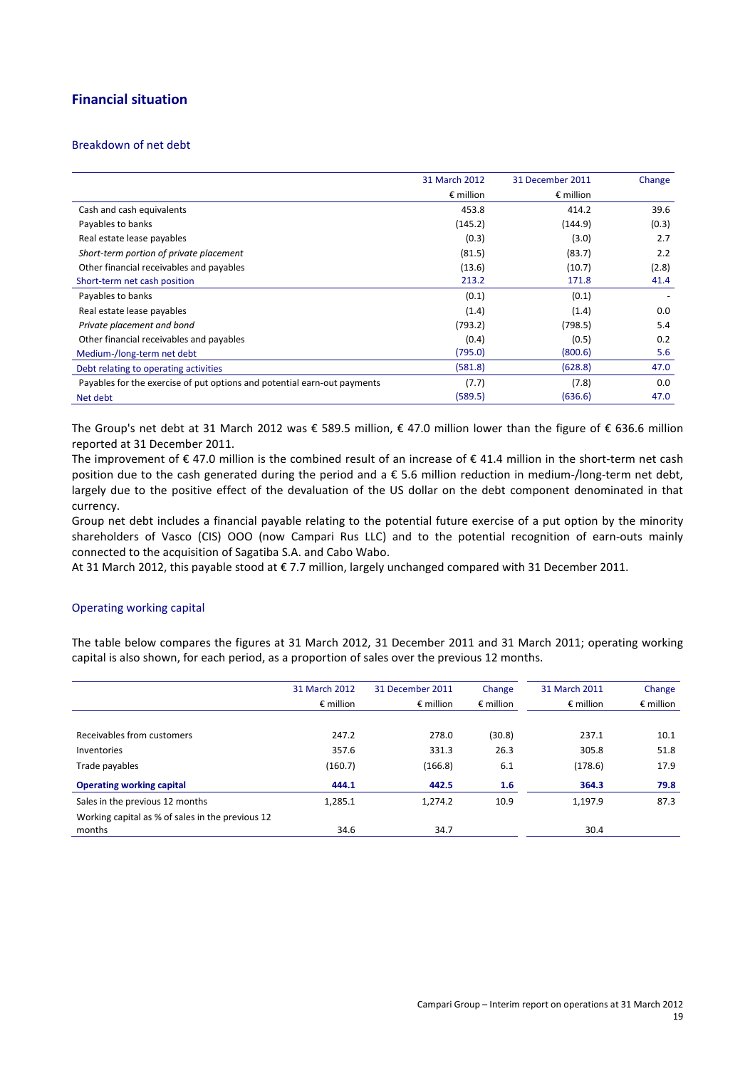## Financial situation

### Breakdown of net debt

| | 31 March 2012 | 31 December 2011 | Change |
|---|---|---|---|
| | € million | € million | |
| Cash and cash equivalents | 453.8 | 414.2 | 39.6 |
| Payables to banks | (145.2) | (144.9) | (0.3) |
| Real estate lease payables | (0.3) | (3.0) | 2.7 |
| *Short-term portion of private placement* | (81.5) | (83.7) | 2.2 |
| Other financial receivables and payables | (13.6) | (10.7) | (2.8) |
| Short-term net cash position | 213.2 | 171.8 | 41.4 |
| Payables to banks | (0.1) | (0.1) | - |
| Real estate lease payables | (1.4) | (1.4) | 0.0 |
| *Private placement and bond* | (793.2) | (798.5) | 5.4 |
| Other financial receivables and payables | (0.4) | (0.5) | 0.2 |
| Medium-/long-term net debt | (795.0) | (800.6) | 5.6 |
| Debt relating to operating activities | (581.8) | (628.8) | 47.0 |
| Payables for the exercise of put options and potential earn-out payments | (7.7) | (7.8) | 0.0 |
| Net debt | (589.5) | (636.6) | 47.0 |

The Group's net debt at 31 March 2012 was € 589.5 million, € 47.0 million lower than the figure of € 636.6 million reported at 31 December 2011.

The improvement of € 47.0 million is the combined result of an increase of € 41.4 million in the short-term net cash position due to the cash generated during the period and a € 5.6 million reduction in medium-/long-term net debt, largely due to the positive effect of the devaluation of the US dollar on the debt component denominated in that currency.

Group net debt includes a financial payable relating to the potential future exercise of a put option by the minority shareholders of Vasco (CIS) OOO (now Campari Rus LLC) and to the potential recognition of earn-outs mainly connected to the acquisition of Sagatiba S.A. and Cabo Wabo.

At 31 March 2012, this payable stood at € 7.7 million, largely unchanged compared with 31 December 2011.

### Operating working capital

The table below compares the figures at 31 March 2012, 31 December 2011 and 31 March 2011; operating working capital is also shown, for each period, as a proportion of sales over the previous 12 months.

| | 31 March 2012 | 31 December 2011 | Change | 31 March 2011 | Change |
|---|---|---|---|---|---|
| | € million | € million | € million | € million | € million |
| Receivables from customers | 247.2 | 278.0 | (30.8) | 237.1 | 10.1 |
| Inventories | 357.6 | 331.3 | 26.3 | 305.8 | 51.8 |
| Trade payables | (160.7) | (166.8) | 6.1 | (178.6) | 17.9 |
| **Operating working capital** | **444.1** | **442.5** | **1.6** | **364.3** | **79.8** |
| Sales in the previous 12 months | 1,285.1 | 1,274.2 | 10.9 | 1,197.9 | 87.3 |
| Working capital as % of sales in the previous 12 months | 34.6 | 34.7 | | 30.4 | |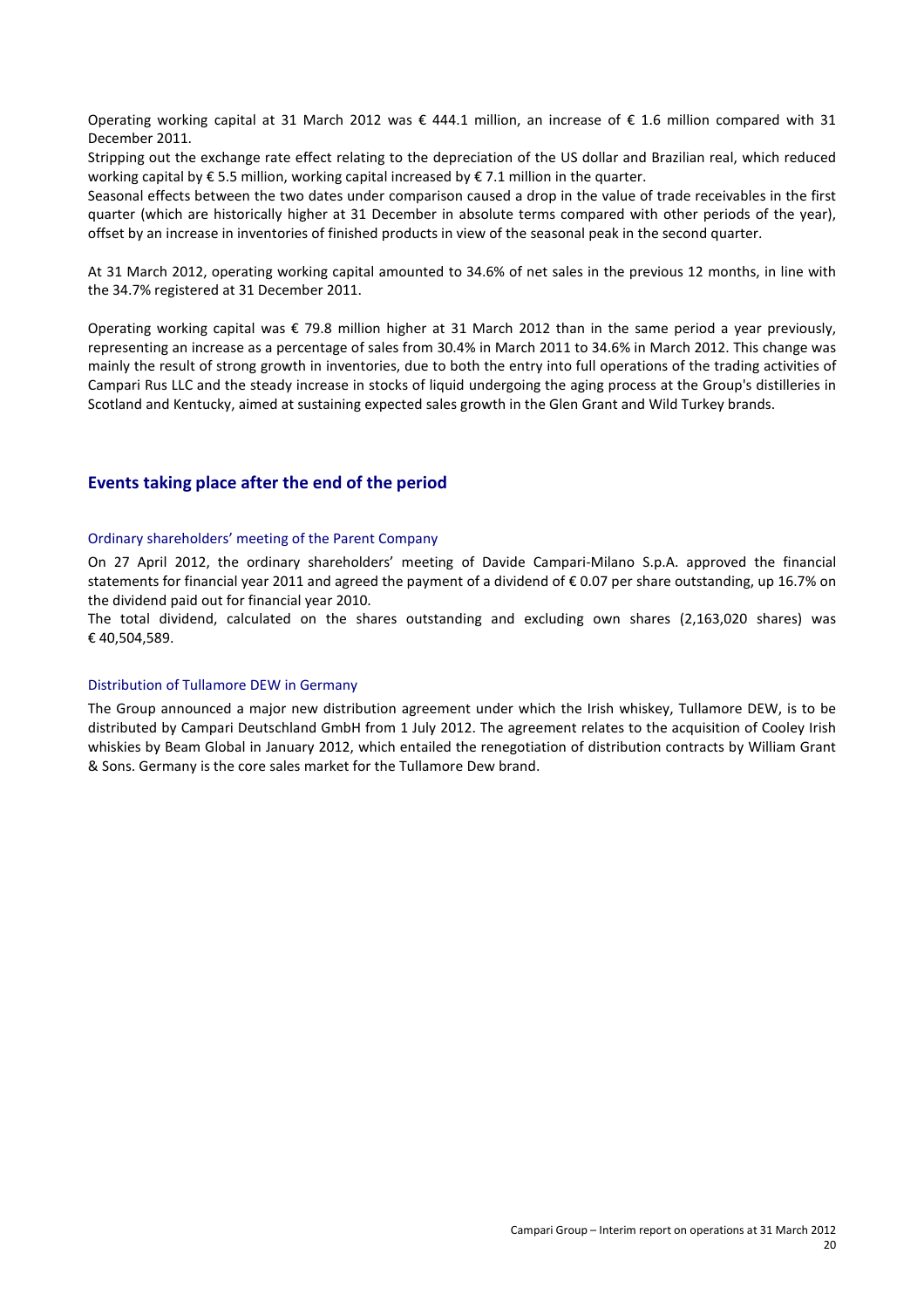Operating working capital at 31 March 2012 was € 444.1 million, an increase of € 1.6 million compared with 31 December 2011.

Stripping out the exchange rate effect relating to the depreciation of the US dollar and Brazilian real, which reduced working capital by € 5.5 million, working capital increased by € 7.1 million in the quarter.

Seasonal effects between the two dates under comparison caused a drop in the value of trade receivables in the first quarter (which are historically higher at 31 December in absolute terms compared with other periods of the year), offset by an increase in inventories of finished products in view of the seasonal peak in the second quarter.

At 31 March 2012, operating working capital amounted to 34.6% of net sales in the previous 12 months, in line with the 34.7% registered at 31 December 2011.

Operating working capital was € 79.8 million higher at 31 March 2012 than in the same period a year previously, representing an increase as a percentage of sales from 30.4% in March 2011 to 34.6% in March 2012. This change was mainly the result of strong growth in inventories, due to both the entry into full operations of the trading activities of Campari Rus LLC and the steady increase in stocks of liquid undergoing the aging process at the Group's distilleries in Scotland and Kentucky, aimed at sustaining expected sales growth in the Glen Grant and Wild Turkey brands.

## Events taking place after the end of the period

### Ordinary shareholders' meeting of the Parent Company

On 27 April 2012, the ordinary shareholders' meeting of Davide Campari-Milano S.p.A. approved the financial statements for financial year 2011 and agreed the payment of a dividend of € 0.07 per share outstanding, up 16.7% on the dividend paid out for financial year 2010.

The total dividend, calculated on the shares outstanding and excluding own shares (2,163,020 shares) was € 40,504,589.

### Distribution of Tullamore DEW in Germany

The Group announced a major new distribution agreement under which the Irish whiskey, Tullamore DEW, is to be distributed by Campari Deutschland GmbH from 1 July 2012. The agreement relates to the acquisition of Cooley Irish whiskies by Beam Global in January 2012, which entailed the renegotiation of distribution contracts by William Grant & Sons. Germany is the core sales market for the Tullamore Dew brand.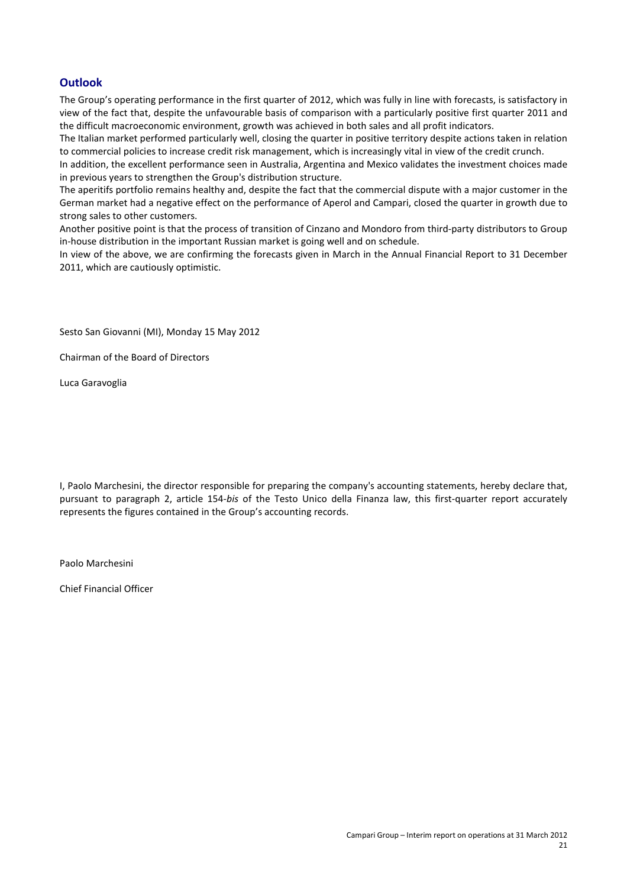## Outlook

The Group's operating performance in the first quarter of 2012, which was fully in line with forecasts, is satisfactory in view of the fact that, despite the unfavourable basis of comparison with a particularly positive first quarter 2011 and the difficult macroeconomic environment, growth was achieved in both sales and all profit indicators.

The Italian market performed particularly well, closing the quarter in positive territory despite actions taken in relation to commercial policies to increase credit risk management, which is increasingly vital in view of the credit crunch.

In addition, the excellent performance seen in Australia, Argentina and Mexico validates the investment choices made in previous years to strengthen the Group's distribution structure.

The aperitifs portfolio remains healthy and, despite the fact that the commercial dispute with a major customer in the German market had a negative effect on the performance of Aperol and Campari, closed the quarter in growth due to strong sales to other customers.

Another positive point is that the process of transition of Cinzano and Mondoro from third-party distributors to Group in-house distribution in the important Russian market is going well and on schedule.

In view of the above, we are confirming the forecasts given in March in the Annual Financial Report to 31 December 2011, which are cautiously optimistic.

Sesto San Giovanni (MI), Monday 15 May 2012

Chairman of the Board of Directors

Luca Garavoglia

I, Paolo Marchesini, the director responsible for preparing the company's accounting statements, hereby declare that, pursuant to paragraph 2, article 154-*bis* of the Testo Unico della Finanza law, this first-quarter report accurately represents the figures contained in the Group's accounting records.

Paolo Marchesini

Chief Financial Officer